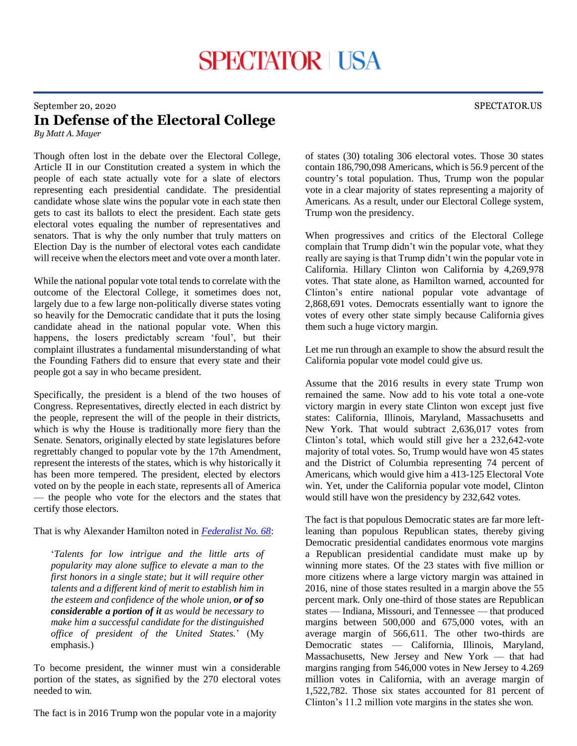September 20, 2020

# In Defense of the Electoral College

*By Matt A. Mayer*

Though often lost in the debate over the Electoral College, Article II in our Constitution created a system in which the people of each state actually vote for a slate of electors representing each presidential candidate. The presidential candidate whose slate wins the popular vote in each state then gets to cast its ballots to elect the president. Each state gets electoral votes equaling the number of representatives and senators. That is why the only number that truly matters on Election Day is the number of electoral votes each candidate will receive when the electors meet and vote over a month later.

While the national popular vote total tends to correlate with the outcome of the Electoral College, it sometimes does not, largely due to a few large non-politically diverse states voting so heavily for the Democratic candidate that it puts the losing candidate ahead in the national popular vote. When this happens, the losers predictably scream 'foul', but their complaint illustrates a fundamental misunderstanding of what the Founding Fathers did to ensure that every state and their people got a say in who became president.

Specifically, the president is a blend of the two houses of Congress. Representatives, directly elected in each district by the people, represent the will of the people in their districts, which is why the House is traditionally more fiery than the Senate. Senators, originally elected by state legislatures before regrettably changed to popular vote by the 17th Amendment, represent the interests of the states, which is why historically it has been more tempered. The president, elected by electors voted on by the people in each state, represents all of America — the people who vote for the electors and the states that certify those electors.

That is why Alexander Hamilton noted in [Federalist No. 68](https://):

> '*Talents for low intrigue and the little arts of popularity may alone suffice to elevate a man to the first honors in a single state; but it will require other talents and a different kind of merit to establish him in the esteem and confidence of the whole union,* ***or of so considerable a portion of it*** *as would be necessary to make him a successful candidate for the distinguished office of president of the United States.*' (My emphasis.)

To become president, the winner must win a considerable portion of the states, as signified by the 270 electoral votes needed to win.

The fact is in 2016 Trump won the popular vote in a majority of states (30) totaling 306 electoral votes. Those 30 states contain 186,790,098 Americans, which is 56.9 percent of the country's total population. Thus, Trump won the popular vote in a clear majority of states representing a majority of Americans. As a result, under our Electoral College system, Trump won the presidency.

When progressives and critics of the Electoral College complain that Trump didn't win the popular vote, what they really are saying is that Trump didn't win the popular vote in California. Hillary Clinton won California by 4,269,978 votes. That state alone, as Hamilton warned, accounted for Clinton's entire national popular vote advantage of 2,868,691 votes. Democrats essentially want to ignore the votes of every other state simply because California gives them such a huge victory margin.

Let me run through an example to show the absurd result the California popular vote model could give us.

Assume that the 2016 results in every state Trump won remained the same. Now add to his vote total a one-vote victory margin in every state Clinton won except just five states: California, Illinois, Maryland, Massachusetts and New York. That would subtract 2,636,017 votes from Clinton's total, which would still give her a 232,642-vote majority of total votes. So, Trump would have won 45 states and the District of Columbia representing 74 percent of Americans, which would give him a 413-125 Electoral Vote win. Yet, under the California popular vote model, Clinton would still have won the presidency by 232,642 votes.

The fact is that populous Democratic states are far more left-leaning than populous Republican states, thereby giving Democratic presidential candidates enormous vote margins a Republican presidential candidate must make up by winning more states. Of the 23 states with five million or more citizens where a large victory margin was attained in 2016, nine of those states resulted in a margin above the 55 percent mark. Only one-third of those states are Republican states — Indiana, Missouri, and Tennessee — that produced margins between 500,000 and 675,000 votes, with an average margin of 566,611. The other two-thirds are Democratic states — California, Illinois, Maryland, Massachusetts, New Jersey and New York — that had margins ranging from 546,000 votes in New Jersey to 4.269 million votes in California, with an average margin of 1,522,782. Those six states accounted for 81 percent of Clinton's 11.2 million vote margins in the states she won.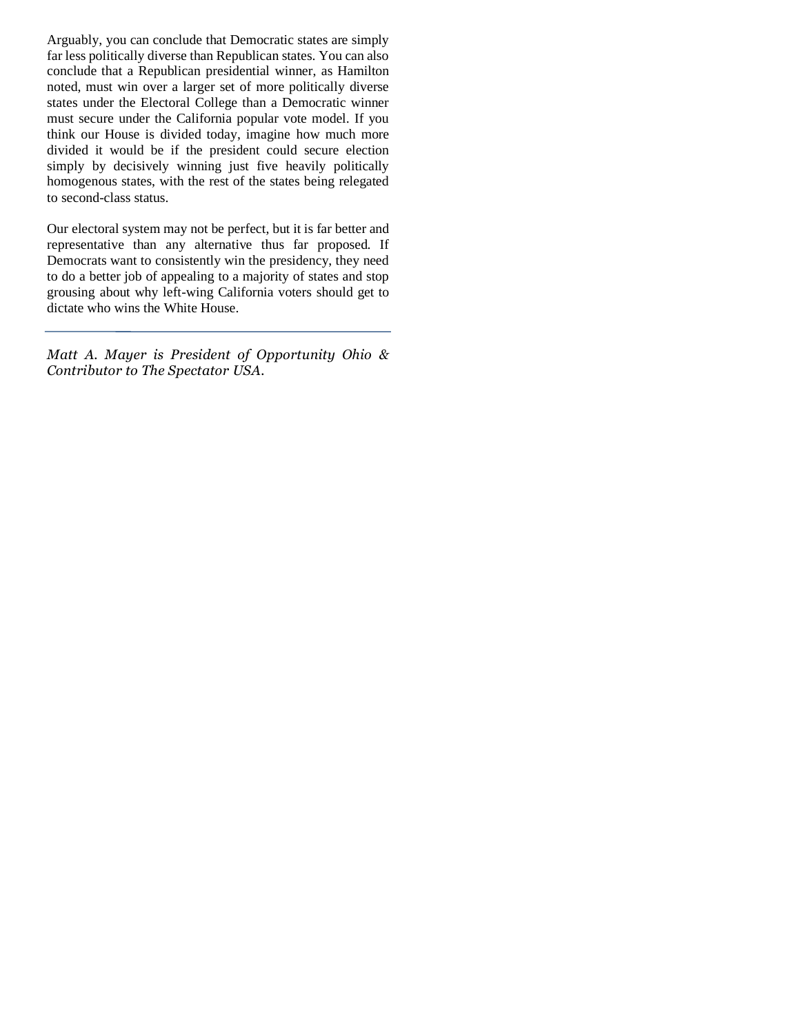Arguably, you can conclude that Democratic states are simply far less politically diverse than Republican states. You can also conclude that a Republican presidential winner, as Hamilton noted, must win over a larger set of more politically diverse states under the Electoral College than a Democratic winner must secure under the California popular vote model. If you think our House is divided today, imagine how much more divided it would be if the president could secure election simply by decisively winning just five heavily politically homogenous states, with the rest of the states being relegated to second-class status.

Our electoral system may not be perfect, but it is far better and representative than any alternative thus far proposed. If Democrats want to consistently win the presidency, they need to do a better job of appealing to a majority of states and stop grousing about why left-wing California voters should get to dictate who wins the White House.

---

*Matt A. Mayer is President of Opportunity Ohio & Contributor to The Spectator USA.*